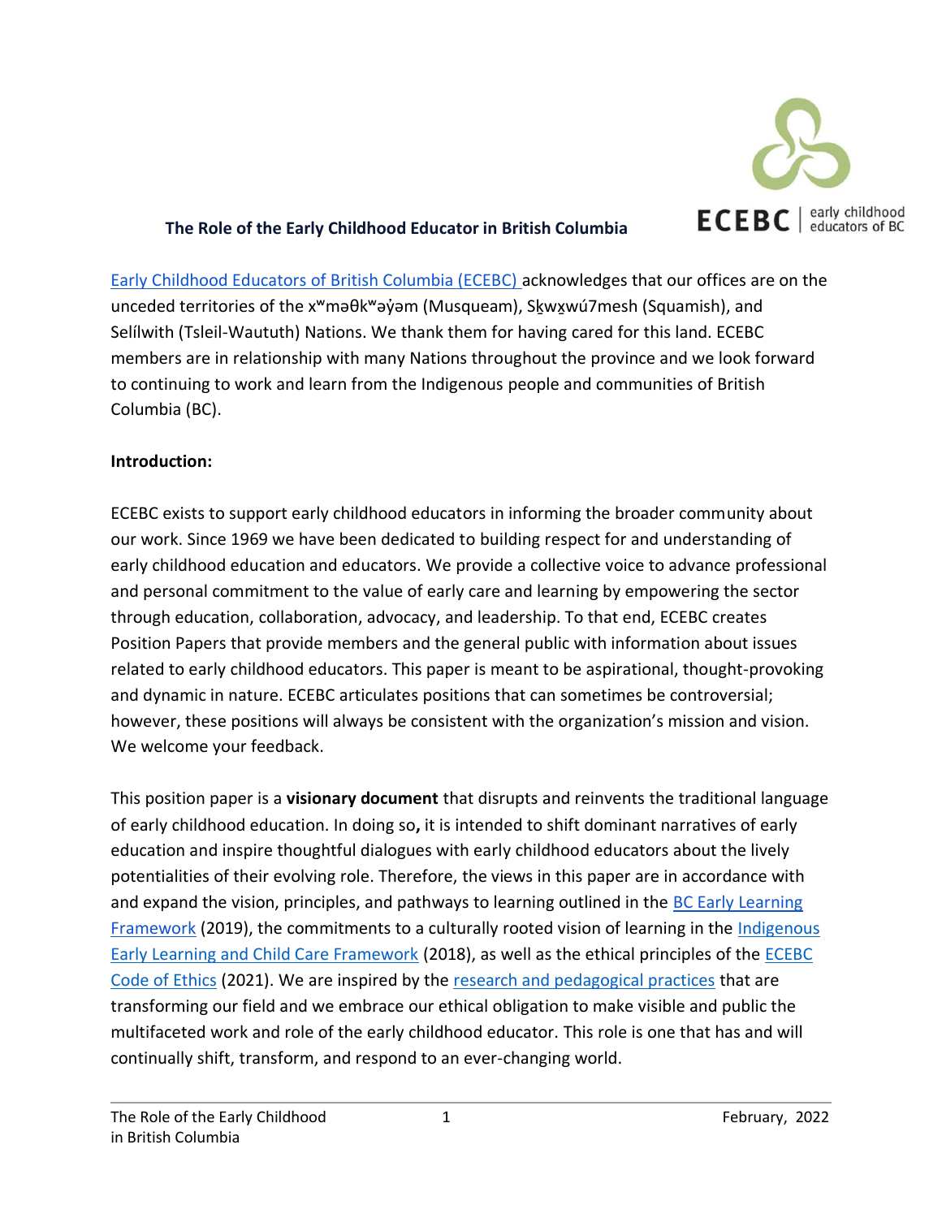# The Role of the Early Childhood Educator in British Columbia

Early Childhood Educators of British Columbia (ECEBC) acknowledges that our offices are on the unceded territories of the xʷməθkʷəy̓əm (Musqueam), Sḵwx̱wú7mesh (Squamish), and Selílwith (Tsleil-Waututh) Nations. We thank them for having cared for this land. ECEBC members are in relationship with many Nations throughout the province and we look forward to continuing to work and learn from the Indigenous people and communities of British Columbia (BC).

**Introduction:**

ECEBC exists to support early childhood educators in informing the broader community about our work. Since 1969 we have been dedicated to building respect for and understanding of early childhood education and educators. We provide a collective voice to advance professional and personal commitment to the value of early care and learning by empowering the sector through education, collaboration, advocacy, and leadership. To that end, ECEBC creates Position Papers that provide members and the general public with information about issues related to early childhood educators. This paper is meant to be aspirational, thought-provoking and dynamic in nature. ECEBC articulates positions that can sometimes be controversial; however, these positions will always be consistent with the organization's mission and vision. We welcome your feedback.

This position paper is a **visionary document** that disrupts and reinvents the traditional language of early childhood education. In doing so**,** it is intended to shift dominant narratives of early education and inspire thoughtful dialogues with early childhood educators about the lively potentialities of their evolving role. Therefore, the views in this paper are in accordance with and expand the vision, principles, and pathways to learning outlined in the BC Early Learning Framework (2019), the commitments to a culturally rooted vision of learning in the Indigenous Early Learning and Child Care Framework (2018), as well as the ethical principles of the ECEBC Code of Ethics (2021). We are inspired by the research and pedagogical practices that are transforming our field and we embrace our ethical obligation to make visible and public the multifaceted work and role of the early childhood educator. This role is one that has and will continually shift, transform, and respond to an ever-changing world.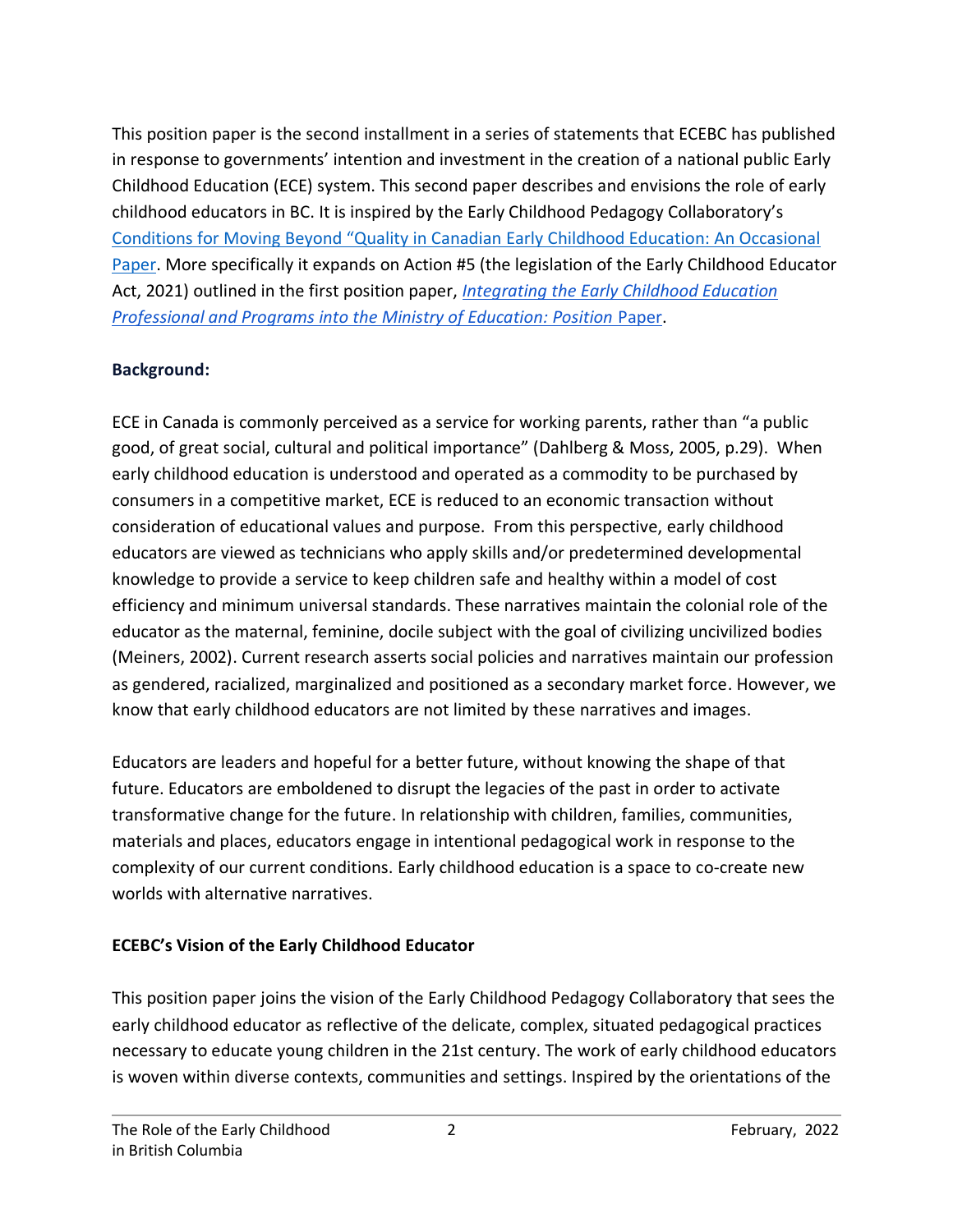This position paper is the second installment in a series of statements that ECEBC has published in response to governments' intention and investment in the creation of a national public Early Childhood Education (ECE) system. This second paper describes and envisions the role of early childhood educators in BC. It is inspired by the Early Childhood Pedagogy Collaboratory's [Conditions for Moving Beyond "Quality in Canadian Early Childhood Education: An Occasional Paper](). More specifically it expands on Action #5 (the legislation of the Early Childhood Educator Act, 2021) outlined in the first position paper, [*Integrating the Early Childhood Education Professional and Programs into the Ministry of Education: Position* Paper]().

**Background:**

ECE in Canada is commonly perceived as a service for working parents, rather than "a public good, of great social, cultural and political importance" (Dahlberg & Moss, 2005, p.29). When early childhood education is understood and operated as a commodity to be purchased by consumers in a competitive market, ECE is reduced to an economic transaction without consideration of educational values and purpose. From this perspective, early childhood educators are viewed as technicians who apply skills and/or predetermined developmental knowledge to provide a service to keep children safe and healthy within a model of cost efficiency and minimum universal standards. These narratives maintain the colonial role of the educator as the maternal, feminine, docile subject with the goal of civilizing uncivilized bodies (Meiners, 2002). Current research asserts social policies and narratives maintain our profession as gendered, racialized, marginalized and positioned as a secondary market force. However, we know that early childhood educators are not limited by these narratives and images.

Educators are leaders and hopeful for a better future, without knowing the shape of that future. Educators are emboldened to disrupt the legacies of the past in order to activate transformative change for the future. In relationship with children, families, communities, materials and places, educators engage in intentional pedagogical work in response to the complexity of our current conditions. Early childhood education is a space to co-create new worlds with alternative narratives.

**ECEBC's Vision of the Early Childhood Educator**

This position paper joins the vision of the Early Childhood Pedagogy Collaboratory that sees the early childhood educator as reflective of the delicate, complex, situated pedagogical practices necessary to educate young children in the 21st century. The work of early childhood educators is woven within diverse contexts, communities and settings. Inspired by the orientations of the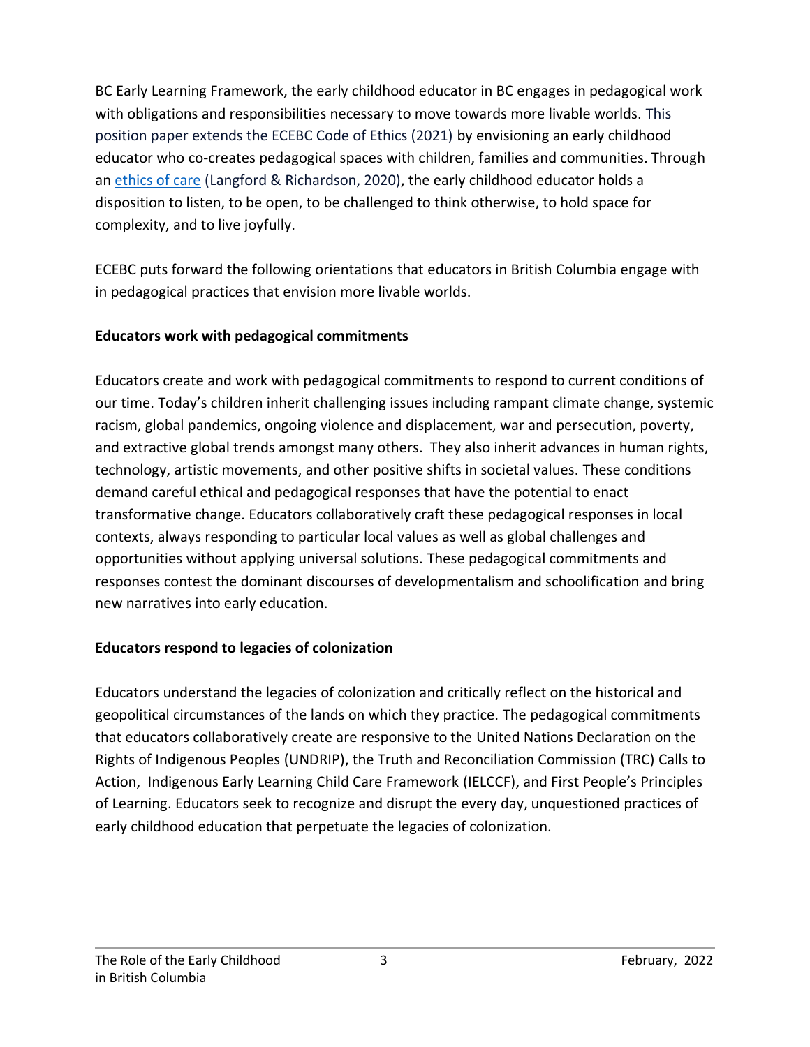BC Early Learning Framework, the early childhood educator in BC engages in pedagogical work with obligations and responsibilities necessary to move towards more livable worlds. This position paper extends the ECEBC Code of Ethics (2021) by envisioning an early childhood educator who co-creates pedagogical spaces with children, families and communities. Through an [ethics of care](ethics of care) (Langford & Richardson, 2020), the early childhood educator holds a disposition to listen, to be open, to be challenged to think otherwise, to hold space for complexity, and to live joyfully.

ECEBC puts forward the following orientations that educators in British Columbia engage with in pedagogical practices that envision more livable worlds.

**Educators work with pedagogical commitments**

Educators create and work with pedagogical commitments to respond to current conditions of our time. Today's children inherit challenging issues including rampant climate change, systemic racism, global pandemics, ongoing violence and displacement, war and persecution, poverty, and extractive global trends amongst many others. They also inherit advances in human rights, technology, artistic movements, and other positive shifts in societal values. These conditions demand careful ethical and pedagogical responses that have the potential to enact transformative change. Educators collaboratively craft these pedagogical responses in local contexts, always responding to particular local values as well as global challenges and opportunities without applying universal solutions. These pedagogical commitments and responses contest the dominant discourses of developmentalism and schoolification and bring new narratives into early education.

**Educators respond to legacies of colonization**

Educators understand the legacies of colonization and critically reflect on the historical and geopolitical circumstances of the lands on which they practice. The pedagogical commitments that educators collaboratively create are responsive to the United Nations Declaration on the Rights of Indigenous Peoples (UNDRIP), the Truth and Reconciliation Commission (TRC) Calls to Action, Indigenous Early Learning Child Care Framework (IELCCF), and First People's Principles of Learning. Educators seek to recognize and disrupt the every day, unquestioned practices of early childhood education that perpetuate the legacies of colonization.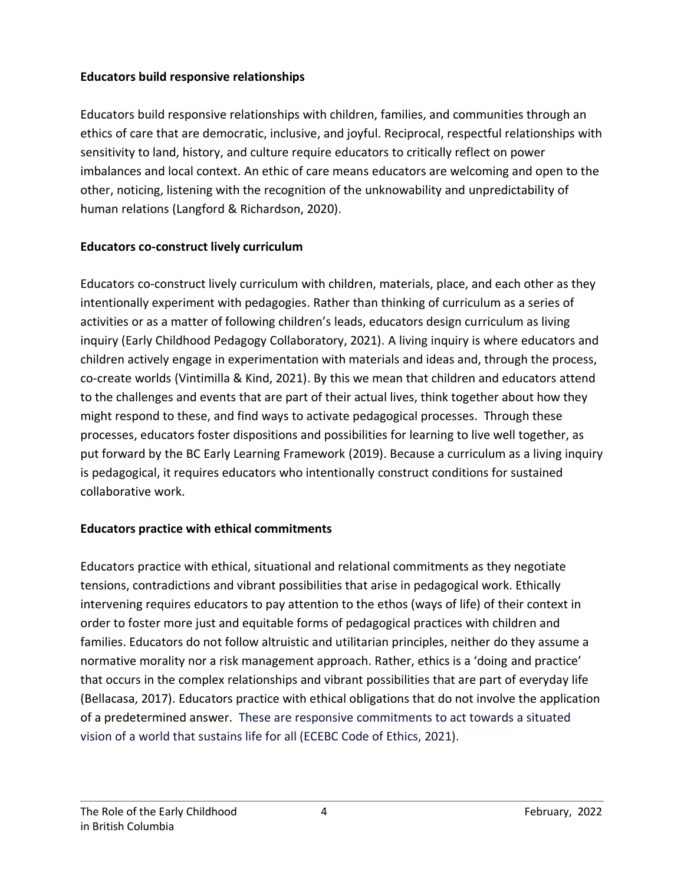**Educators build responsive relationships**

Educators build responsive relationships with children, families, and communities through an ethics of care that are democratic, inclusive, and joyful. Reciprocal, respectful relationships with sensitivity to land, history, and culture require educators to critically reflect on power imbalances and local context. An ethic of care means educators are welcoming and open to the other, noticing, listening with the recognition of the unknowability and unpredictability of human relations (Langford & Richardson, 2020).

**Educators co-construct lively curriculum**

Educators co-construct lively curriculum with children, materials, place, and each other as they intentionally experiment with pedagogies. Rather than thinking of curriculum as a series of activities or as a matter of following children's leads, educators design curriculum as living inquiry (Early Childhood Pedagogy Collaboratory, 2021). A living inquiry is where educators and children actively engage in experimentation with materials and ideas and, through the process, co-create worlds (Vintimilla & Kind, 2021). By this we mean that children and educators attend to the challenges and events that are part of their actual lives, think together about how they might respond to these, and find ways to activate pedagogical processes. Through these processes, educators foster dispositions and possibilities for learning to live well together, as put forward by the BC Early Learning Framework (2019). Because a curriculum as a living inquiry is pedagogical, it requires educators who intentionally construct conditions for sustained collaborative work.

**Educators practice with ethical commitments**

Educators practice with ethical, situational and relational commitments as they negotiate tensions, contradictions and vibrant possibilities that arise in pedagogical work. Ethically intervening requires educators to pay attention to the ethos (ways of life) of their context in order to foster more just and equitable forms of pedagogical practices with children and families. Educators do not follow altruistic and utilitarian principles, neither do they assume a normative morality nor a risk management approach. Rather, ethics is a 'doing and practice' that occurs in the complex relationships and vibrant possibilities that are part of everyday life (Bellacasa, 2017). Educators practice with ethical obligations that do not involve the application of a predetermined answer. These are responsive commitments to act towards a situated vision of a world that sustains life for all (ECEBC Code of Ethics, 2021).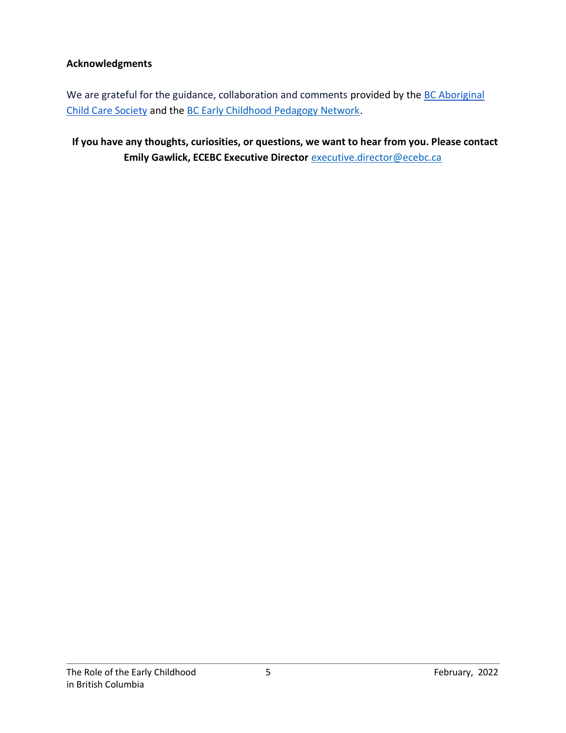**Acknowledgments**

We are grateful for the guidance, collaboration and comments provided by the [BC Aboriginal Child Care Society](#) and the [BC Early Childhood Pedagogy Network](#).

**If you have any thoughts, curiosities, or questions, we want to hear from you. Please contact Emily Gawlick, ECEBC Executive Director** [executive.director@ecebc.ca](mailto:executive.director@ecebc.ca)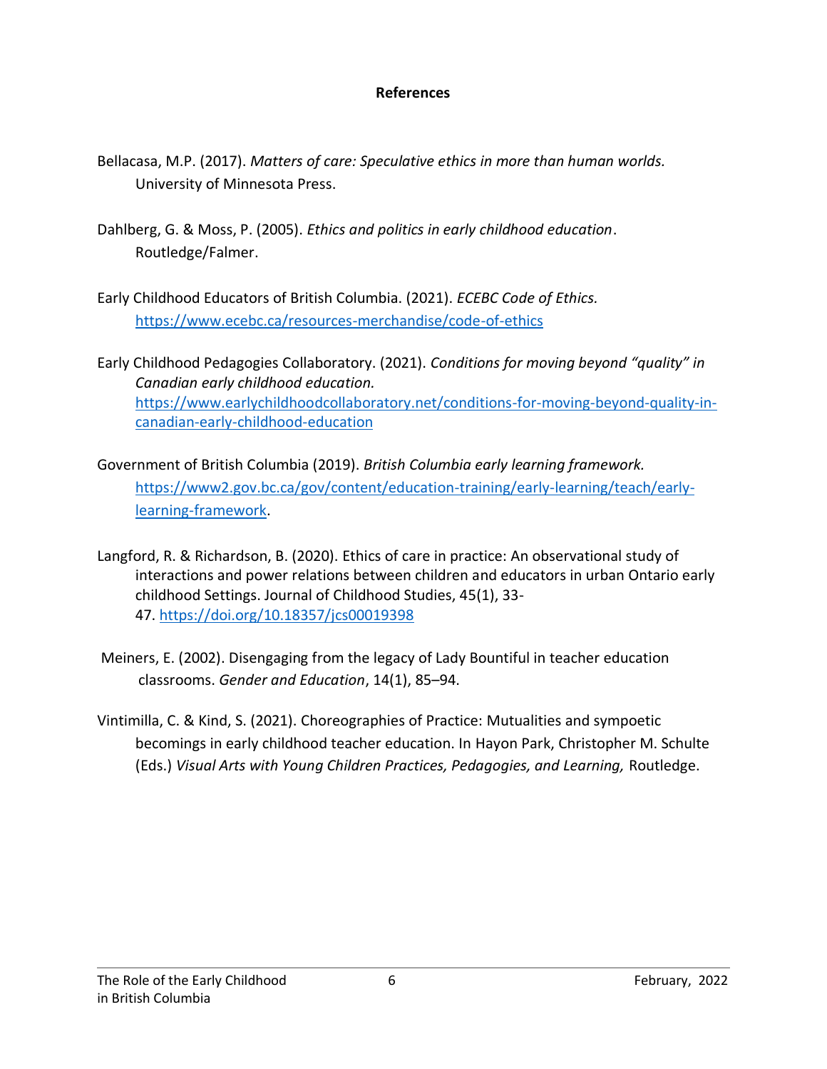## References

Bellacasa, M.P. (2017). *Matters of care: Speculative ethics in more than human worlds.* University of Minnesota Press.

Dahlberg, G. & Moss, P. (2005). *Ethics and politics in early childhood education*. Routledge/Falmer.

Early Childhood Educators of British Columbia. (2021). *ECEBC Code of Ethics.* https://www.ecebc.ca/resources-merchandise/code-of-ethics

Early Childhood Pedagogies Collaboratory. (2021). *Conditions for moving beyond "quality" in Canadian early childhood education.* https://www.earlychildhoodcollaboratory.net/conditions-for-moving-beyond-quality-in-canadian-early-childhood-education

Government of British Columbia (2019). *British Columbia early learning framework.* https://www2.gov.bc.ca/gov/content/education-training/early-learning/teach/early-learning-framework.

Langford, R. & Richardson, B. (2020). Ethics of care in practice: An observational study of interactions and power relations between children and educators in urban Ontario early childhood Settings. Journal of Childhood Studies, 45(1), 33-47. https://doi.org/10.18357/jcs00019398

Meiners, E. (2002). Disengaging from the legacy of Lady Bountiful in teacher education classrooms. *Gender and Education*, 14(1), 85–94.

Vintimilla, C. & Kind, S. (2021). Choreographies of Practice: Mutualities and sympoetic becomings in early childhood teacher education. In Hayon Park, Christopher M. Schulte (Eds.) *Visual Arts with Young Children Practices, Pedagogies, and Learning,* Routledge.